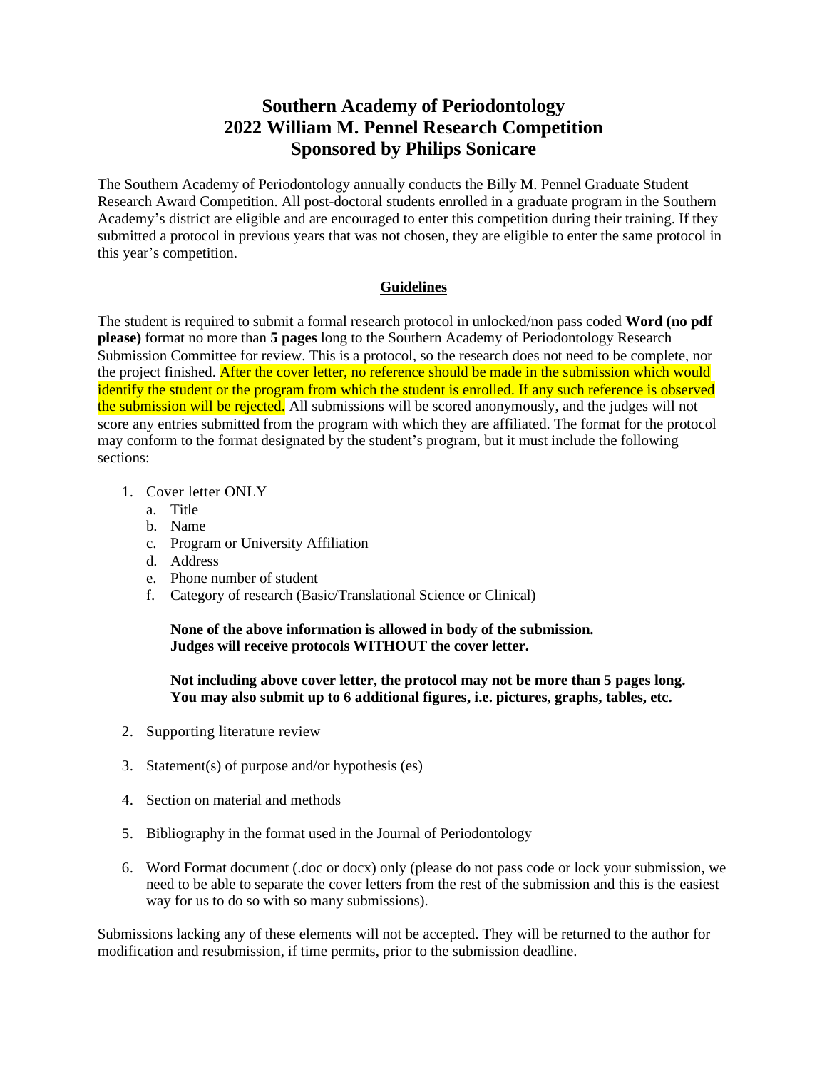# Southern Academy of Periodontology
# 2022 William M. Pennel Research Competition
# Sponsored by Philips Sonicare

The Southern Academy of Periodontology annually conducts the Billy M. Pennel Graduate Student Research Award Competition. All post-doctoral students enrolled in a graduate program in the Southern Academy's district are eligible and are encouraged to enter this competition during their training. If they submitted a protocol in previous years that was not chosen, they are eligible to enter the same protocol in this year's competition.

## Guidelines

The student is required to submit a formal research protocol in unlocked/non pass coded **Word (no pdf please)** format no more than **5 pages** long to the Southern Academy of Periodontology Research Submission Committee for review. This is a protocol, so the research does not need to be complete, nor the project finished. After the cover letter, no reference should be made in the submission which would identify the student or the program from which the student is enrolled. If any such reference is observed the submission will be rejected. All submissions will be scored anonymously, and the judges will not score any entries submitted from the program with which they are affiliated. The format for the protocol may conform to the format designated by the student's program, but it must include the following sections:

1. Cover letter ONLY
   a. Title
   b. Name
   c. Program or University Affiliation
   d. Address
   e. Phone number of student
   f. Category of research (Basic/Translational Science or Clinical)

   **None of the above information is allowed in body of the submission.**
   **Judges will receive protocols WITHOUT the cover letter.**

   **Not including above cover letter, the protocol may not be more than 5 pages long.**
   **You may also submit up to 6 additional figures, i.e. pictures, graphs, tables, etc.**

2. Supporting literature review

3. Statement(s) of purpose and/or hypothesis (es)

4. Section on material and methods

5. Bibliography in the format used in the Journal of Periodontology

6. Word Format document (.doc or docx) only (please do not pass code or lock your submission, we need to be able to separate the cover letters from the rest of the submission and this is the easiest way for us to do so with so many submissions).

Submissions lacking any of these elements will not be accepted. They will be returned to the author for modification and resubmission, if time permits, prior to the submission deadline.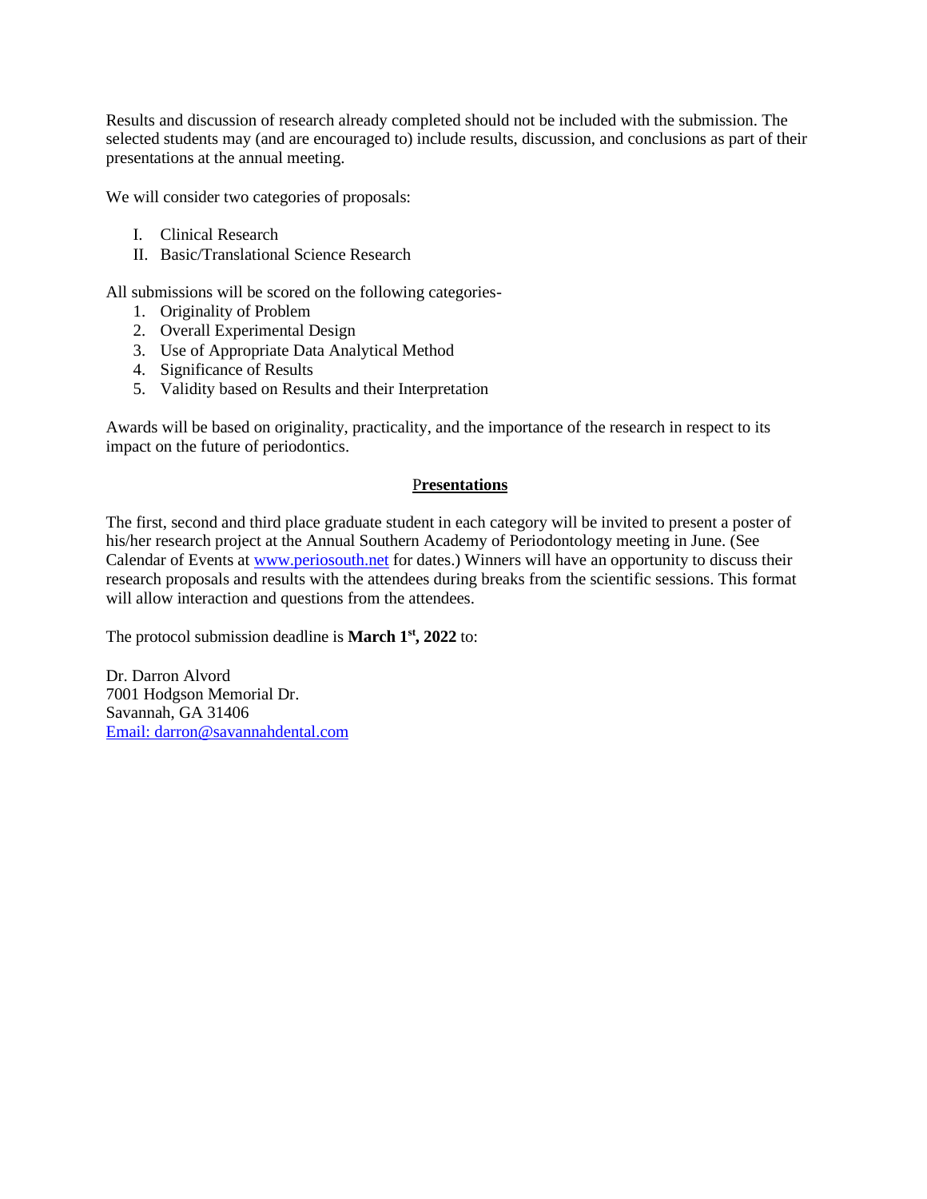Results and discussion of research already completed should not be included with the submission. The selected students may (and are encouraged to) include results, discussion, and conclusions as part of their presentations at the annual meeting.

We will consider two categories of proposals:

I. Clinical Research
II. Basic/Translational Science Research

All submissions will be scored on the following categories-

1. Originality of Problem
2. Overall Experimental Design
3. Use of Appropriate Data Analytical Method
4. Significance of Results
5. Validity based on Results and their Interpretation

Awards will be based on originality, practicality, and the importance of the research in respect to its impact on the future of periodontics.

## Presentations

The first, second and third place graduate student in each category will be invited to present a poster of his/her research project at the Annual Southern Academy of Periodontology meeting in June. (See Calendar of Events at www.periosouth.net for dates.) Winners will have an opportunity to discuss their research proposals and results with the attendees during breaks from the scientific sessions. This format will allow interaction and questions from the attendees.

The protocol submission deadline is **March 1st, 2022** to:

Dr. Darron Alvord
7001 Hodgson Memorial Dr.
Savannah, GA 31406
Email: darron@savannahdental.com